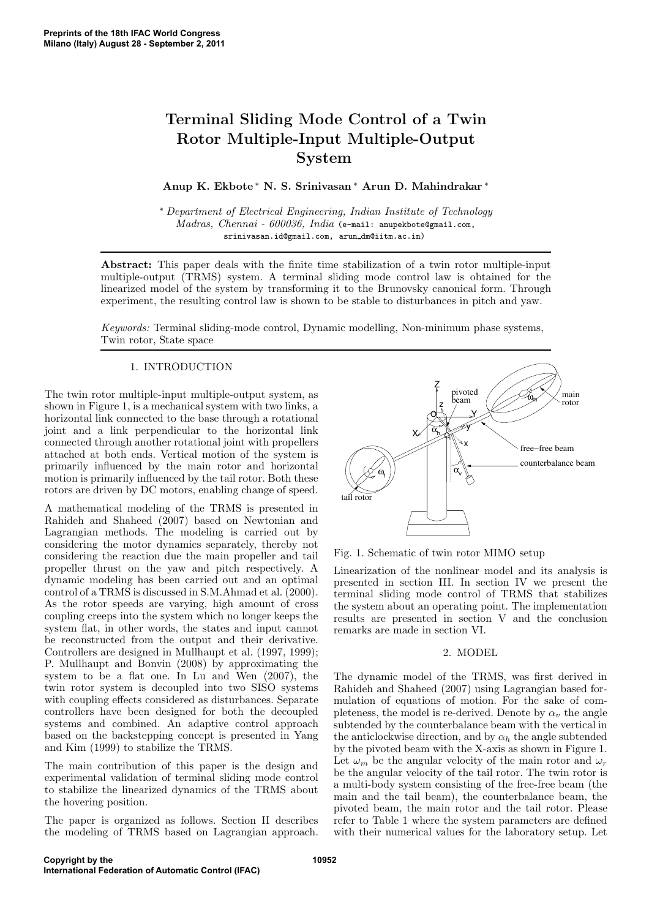# Terminal Sliding Mode Control of a Twin Rotor Multiple-Input Multiple-Output System

**Anup K. Ekbote** [*] **N. S. Srinivasan** [*] **Arun D. Mahindrakar** [*]

[*] *Department of Electrical Engineering, Indian Institute of Technology Madras, Chennai - 600036, India* (e-mail: anupekbote@gmail.com, srinivasan.id@gmail.com, arun_dm@iitm.ac.in)

**Abstract:** This paper deals with the finite time stabilization of a twin rotor multiple-input multiple-output (TRMS) system. A terminal sliding mode control law is obtained for the linearized model of the system by transforming it to the Brunovsky canonical form. Through experiment, the resulting control law is shown to be stable to disturbances in pitch and yaw.

*Keywords:* Terminal sliding-mode control, Dynamic modelling, Non-minimum phase systems, Twin rotor, State space

## 1. INTRODUCTION

The twin rotor multiple-input multiple-output system, as shown in Figure 1, is a mechanical system with two links, a horizontal link connected to the base through a rotational joint and a link perpendicular to the horizontal link connected through another rotational joint with propellers attached at both ends. Vertical motion of the system is primarily influenced by the main rotor and horizontal motion is primarily influenced by the tail rotor. Both these rotors are driven by DC motors, enabling change of speed.

A mathematical modeling of the TRMS is presented in Rahideh and Shaheed (2007) based on Newtonian and Lagrangian methods. The modeling is carried out by considering the motor dynamics separately, thereby not considering the reaction due the main propeller and tail propeller thrust on the yaw and pitch respectively. A dynamic modeling has been carried out and an optimal control of a TRMS is discussed in S.M.Ahmad et al. (2000). As the rotor speeds are varying, high amount of cross coupling creeps into the system which no longer keeps the system flat, in other words, the states and input cannot be reconstructed from the output and their derivative. Controllers are designed in Mullhaupt et al. (1997, 1999); P. Mullhaupt and Bonvin (2008) by approximating the system to be a flat one. In Lu and Wen (2007), the twin rotor system is decoupled into two SISO systems with coupling effects considered as disturbances. Separate controllers have been designed for both the decoupled systems and combined. An adaptive control approach based on the backstepping concept is presented in Yang and Kim (1999) to stabilize the TRMS.

The main contribution of this paper is the design and experimental validation of terminal sliding mode control to stabilize the linearized dynamics of the TRMS about the hovering position.

The paper is organized as follows. Section II describes the modeling of TRMS based on Lagrangian approach.

Fig. 1. Schematic of twin rotor MIMO setup

Linearization of the nonlinear model and its analysis is presented in section III. In section IV we present the terminal sliding mode control of TRMS that stabilizes the system about an operating point. The implementation results are presented in section V and the conclusion remarks are made in section VI.

## 2. MODEL

The dynamic model of the TRMS, was first derived in Rahideh and Shaheed (2007) using Lagrangian based formulation of equations of motion. For the sake of completeness, the model is re-derived. Denote by $\alpha_v$ the angle subtended by the counterbalance beam with the vertical in the anticlockwise direction, and by $\alpha_h$ the angle subtended by the pivoted beam with the X-axis as shown in Figure 1. Let $\omega_m$ be the angular velocity of the main rotor and $\omega_r$ be the angular velocity of the tail rotor. The twin rotor is a multi-body system consisting of the free-free beam (the main and the tail beam), the counterbalance beam, the pivoted beam, the main rotor and the tail rotor. Please refer to Table 1 where the system parameters are defined with their numerical values for the laboratory setup. Let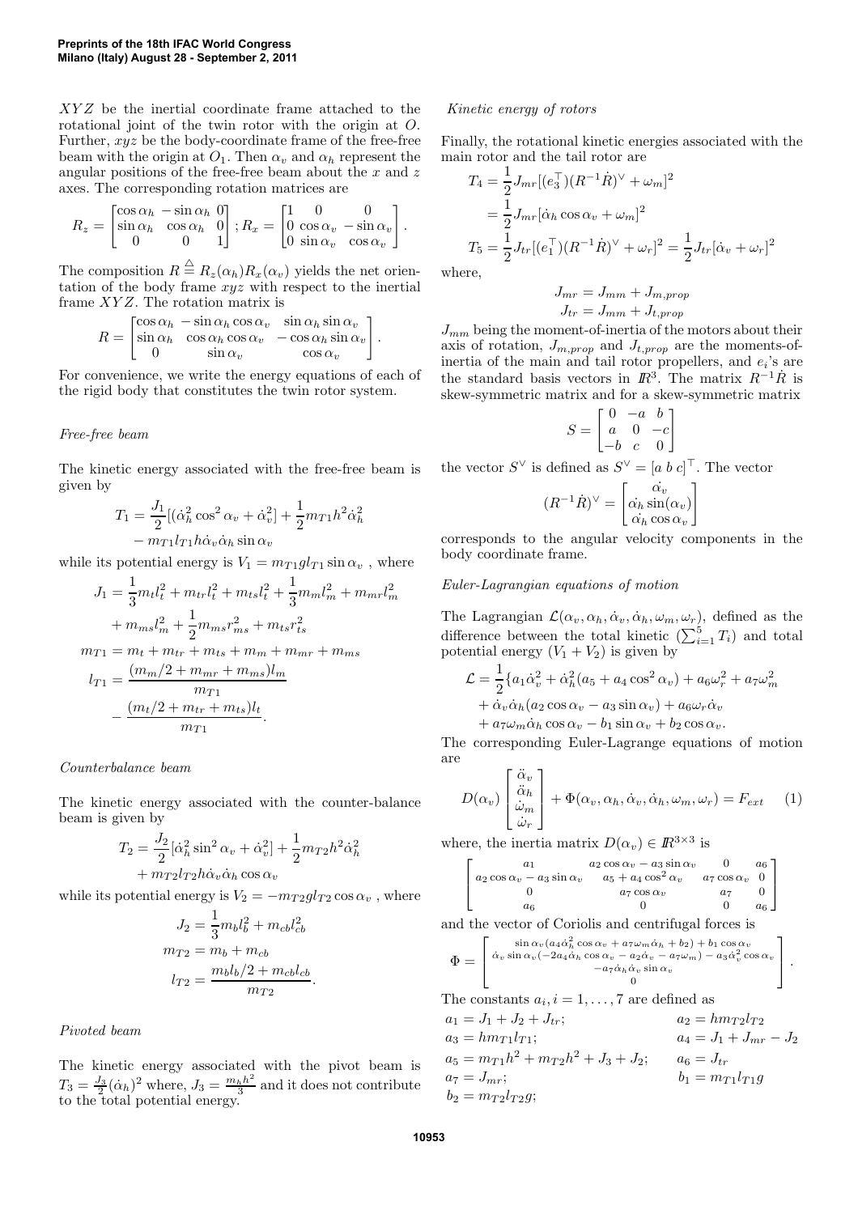$XYZ$ be the inertial coordinate frame attached to the rotational joint of the twin rotor with the origin at $O$. Further, $xyz$ be the body-coordinate frame of the free-free beam with the origin at $O_1$. Then $\alpha_v$ and $\alpha_h$ represent the angular positions of the free-free beam about the $x$ and $z$ axes. The corresponding rotation matrices are

$$R_z = \begin{bmatrix} \cos\alpha_h & -\sin\alpha_h & 0 \\ \sin\alpha_h & \cos\alpha_h & 0 \\ 0 & 0 & 1 \end{bmatrix}; R_x = \begin{bmatrix} 1 & 0 & 0 \\ 0 & \cos\alpha_v & -\sin\alpha_v \\ 0 & \sin\alpha_v & \cos\alpha_v \end{bmatrix}.$$

The composition $R \stackrel{\triangle}{=} R_z(\alpha_h)R_x(\alpha_v)$ yields the net orientation of the body frame $xyz$ with respect to the inertial frame $XYZ$. The rotation matrix is

$$R = \begin{bmatrix} \cos\alpha_h & -\sin\alpha_h\cos\alpha_v & \sin\alpha_h\sin\alpha_v \\ \sin\alpha_h & \cos\alpha_h\cos\alpha_v & -\cos\alpha_h\sin\alpha_v \\ 0 & \sin\alpha_v & \cos\alpha_v \end{bmatrix}.$$

For convenience, we write the energy equations of each of the rigid body that constitutes the twin rotor system.

*Free-free beam*

The kinetic energy associated with the free-free beam is given by

$$T_1 = \frac{J_1}{2}[(\dot{\alpha}_h^2\cos^2\alpha_v + \dot{\alpha}_v^2] + \frac{1}{2}m_{T1}h^2\dot{\alpha}_h^2 - m_{T1}l_{T1}h\dot{\alpha}_v\dot{\alpha}_h\sin\alpha_v$$

while its potential energy is $V_1 = m_{T1}gl_{T1}\sin\alpha_v$, where

$$J_1 = \frac{1}{3}m_t l_t^2 + m_{tr}l_t^2 + m_{ts}l_t^2 + \frac{1}{3}m_m l_m^2 + m_{mr}l_m^2 + m_{ms}l_m^2 + \frac{1}{2}m_{ms}r_{ms}^2 + m_{ts}r_{ts}^2$$

$$m_{T1} = m_t + m_{tr} + m_{ts} + m_m + m_{mr} + m_{ms}$$

$$l_{T1} = \frac{(m_m/2 + m_{mr} + m_{ms})l_m}{m_{T1}} - \frac{(m_t/2 + m_{tr} + m_{ts})l_t}{m_{T1}}.$$

*Counterbalance beam*

The kinetic energy associated with the counter-balance beam is given by

$$T_2 = \frac{J_2}{2}[\dot{\alpha}_h^2\sin^2\alpha_v + \dot{\alpha}_v^2] + \frac{1}{2}m_{T2}h^2\dot{\alpha}_h^2 + m_{T2}l_{T2}h\dot{\alpha}_v\dot{\alpha}_h\cos\alpha_v$$

while its potential energy is $V_2 = -m_{T2}gl_{T2}\cos\alpha_v$, where

$$J_2 = \frac{1}{3}m_b l_b^2 + m_{cb}l_{cb}^2$$

$$m_{T2} = m_b + m_{cb}$$

$$l_{T2} = \frac{m_b l_b/2 + m_{cb}l_{cb}}{m_{T2}}.$$

*Pivoted beam*

The kinetic energy associated with the pivot beam is $T_3 = \frac{J_3}{2}(\dot{\alpha}_h)^2$ where, $J_3 = \frac{m_h h^2}{3}$ and it does not contribute to the total potential energy.

*Kinetic energy of rotors*

Finally, the rotational kinetic energies associated with the main rotor and the tail rotor are

$$T_4 = \frac{1}{2}J_{mr}[(e_3^\top)(R^{-1}\dot{R})^\vee + \omega_m]^2 = \frac{1}{2}J_{mr}[\dot{\alpha}_h\cos\alpha_v + \omega_m]^2$$

$$T_5 = \frac{1}{2}J_{tr}[(e_1^\top)(R^{-1}\dot{R})^\vee + \omega_r]^2 = \frac{1}{2}J_{tr}[\dot{\alpha}_v + \omega_r]^2$$

where,

$$J_{mr} = J_{mm} + J_{m,prop}$$

$$J_{tr} = J_{mm} + J_{t,prop}$$

$J_{mm}$ being the moment-of-inertia of the motors about their axis of rotation, $J_{m,prop}$ and $J_{t,prop}$ are the moments-of-inertia of the main and tail rotor propellers, and $e_i$'s are the standard basis vectors in $\mathbb{R}^3$. The matrix $R^{-1}\dot{R}$ is skew-symmetric matrix and for a skew-symmetric matrix

$$S = \begin{bmatrix} 0 & -a & b \\ a & 0 & -c \\ -b & c & 0 \end{bmatrix}$$

the vector $S^\vee$ is defined as $S^\vee = [a\ b\ c]^\top$. The vector

$$(R^{-1}\dot{R})^\vee = \begin{bmatrix} \dot{\alpha}_v \\ \dot{\alpha}_h\sin(\alpha_v) \\ \dot{\alpha}_h\cos\alpha_v \end{bmatrix}$$

corresponds to the angular velocity components in the body coordinate frame.

*Euler-Lagrangian equations of motion*

The Lagrangian $\mathcal{L}(\alpha_v, \alpha_h, \dot{\alpha}_v, \dot{\alpha}_h, \omega_m, \omega_r)$, defined as the difference between the total kinetic ($\sum_{i=1}^5 T_i$) and total potential energy ($V_1 + V_2$) is given by

$$\mathcal{L} = \frac{1}{2}\{a_1\dot{\alpha}_v^2 + \dot{\alpha}_h^2(a_5 + a_4\cos^2\alpha_v) + a_6\omega_r^2 + a_7\omega_m^2 + \dot{\alpha}_v\dot{\alpha}_h(a_2\cos\alpha_v - a_3\sin\alpha_v) + a_6\omega_r\dot{\alpha}_v + a_7\omega_m\dot{\alpha}_h\cos\alpha_v - b_1\sin\alpha_v + b_2\cos\alpha_v.$$

The corresponding Euler-Lagrange equations of motion are

$$D(\alpha_v)\begin{bmatrix} \ddot{\alpha}_v \\ \ddot{\alpha}_h \\ \dot{\omega}_m \\ \dot{\omega}_r \end{bmatrix} + \Phi(\alpha_v, \alpha_h, \dot{\alpha}_v, \dot{\alpha}_h, \omega_m, \omega_r) = F_{ext} \quad (1)$$

where, the inertia matrix $D(\alpha_v) \in \mathbb{R}^{3\times 3}$ is

$$\begin{bmatrix} a_1 & a_2\cos\alpha_v - a_3\sin\alpha_v & 0 & a_6 \\ a_2\cos\alpha_v - a_3\sin\alpha_v & a_5 + a_4\cos^2\alpha_v & a_7\cos\alpha_v & 0 \\ 0 & a_7\cos\alpha_v & a_7 & 0 \\ a_6 & 0 & 0 & a_6 \end{bmatrix}$$

and the vector of Coriolis and centrifugal forces is

$$\Phi = \begin{bmatrix} \sin\alpha_v(a_4\dot{\alpha}_h^2\cos\alpha_v + a_7\omega_m\dot{\alpha}_h + b_2) + b_1\cos\alpha_v \\ \dot{\alpha}_v\sin\alpha_v(-2a_4\dot{\alpha}_h\cos\alpha_v - a_2\dot{\alpha}_v - a_7\omega_m) - a_3\dot{\alpha}_v^2\cos\alpha_v \\ -a_7\dot{\alpha}_h\dot{\alpha}_v\sin\alpha_v \\ 0 \end{bmatrix}.$$

The constants $a_i, i = 1, \ldots, 7$ are defined as

$a_1 = J_1 + J_2 + J_{tr}$; $\quad a_2 = hm_{T2}l_{T2}$

$a_3 = hm_{T1}l_{T1}$; $\quad a_4 = J_1 + J_{mr} - J_2$

$a_5 = m_{T1}h^2 + m_{T2}h^2 + J_3 + J_2$; $\quad a_6 = J_{tr}$

$a_7 = J_{mr}$; $\quad b_1 = m_{T1}l_{T1}g$

$b_2 = m_{T2}l_{T2}g$;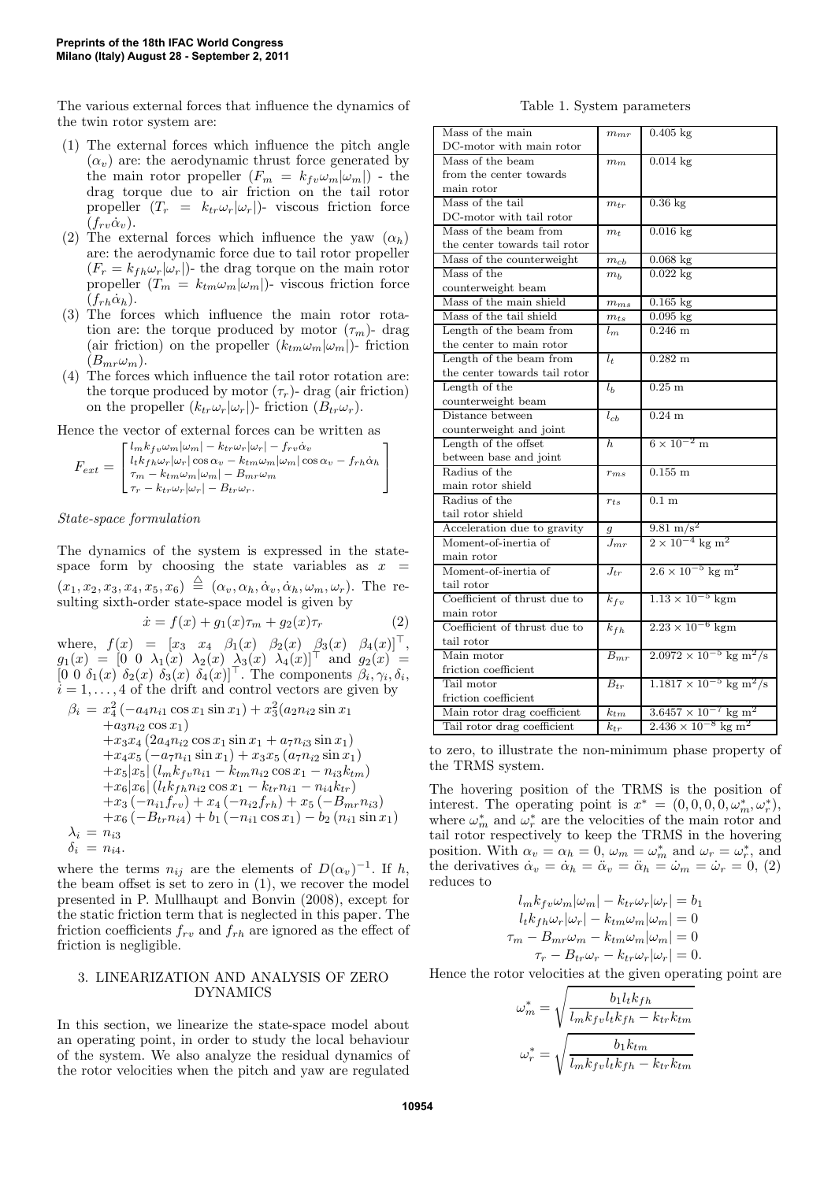The various external forces that influence the dynamics of the twin rotor system are:

1. The external forces which influence the pitch angle ($\alpha_v$) are: the aerodynamic thrust force generated by the main rotor propeller ($F_m = k_{fv}\omega_m|\omega_m|$) - the drag torque due to air friction on the tail rotor propeller ($T_r = k_{tr}\omega_r|\omega_r|$)- viscous friction force ($f_{rv}\dot{\alpha}_v$).
2. The external forces which influence the yaw ($\alpha_h$) are: the aerodynamic force due to tail rotor propeller ($F_r = k_{fh}\omega_r|\omega_r|$)- the drag torque on the main rotor propeller ($T_m = k_{tm}\omega_m|\omega_m|$)- viscous friction force ($f_{rh}\dot{\alpha}_h$).
3. The forces which influence the main rotor rotation are: the torque produced by motor ($\tau_m$)- drag (air friction) on the propeller ($k_{tm}\omega_m|\omega_m|$)- friction ($B_{mr}\omega_m$).
4. The forces which influence the tail rotor rotation are: the torque produced by motor ($\tau_r$)- drag (air friction) on the propeller ($k_{tr}\omega_r|\omega_r|$)- friction ($B_{tr}\omega_r$).

Hence the vector of external forces can be written as

$$F_{ext} = \begin{bmatrix} l_m k_{fv}\omega_m|\omega_m| - k_{tr}\omega_r|\omega_r| - f_{rv}\dot{\alpha}_v \\ l_t k_{fh}\omega_r|\omega_r|\cos\alpha_v - k_{tm}\omega_m|\omega_m|\cos\alpha_v - f_{rh}\dot{\alpha}_h \\ \tau_m - k_{tm}\omega_m|\omega_m| - B_{mr}\omega_m \\ \tau_r - k_{tr}\omega_r|\omega_r| - B_{tr}\omega_r. \end{bmatrix}$$

*State-space formulation*

The dynamics of the system is expressed in the state-space form by choosing the state variables as $x = (x_1, x_2, x_3, x_4, x_5, x_6) \overset{\triangle}{=} (\alpha_v, \alpha_h, \dot{\alpha}_v, \dot{\alpha}_h, \omega_m, \omega_r)$. The resulting sixth-order state-space model is given by

$$\dot{x} = f(x) + g_1(x)\tau_m + g_2(x)\tau_r \tag{2}$$

where, $f(x) = [x_3 \;\; x_4 \;\; \beta_1(x) \;\; \beta_2(x) \;\; \beta_3(x) \;\; \beta_4(x)]^\top$, $g_1(x) = [0 \;\; 0 \;\; \lambda_1(x) \;\; \lambda_2(x) \;\; \lambda_3(x) \;\; \lambda_4(x)]^\top$ and $g_2(x) = [0 \;\; 0 \;\; \delta_1(x) \;\; \delta_2(x) \;\; \delta_3(x) \;\; \delta_4(x)]^\top$. The components $\beta_i, \gamma_i, \delta_i$, $i = 1, \ldots, 4$ of the drift and control vectors are given by

$$\begin{aligned}
\beta_i &= x_4^2\left(-a_4 n_{i1}\cos x_1 \sin x_1\right) + x_3^2\left(a_2 n_{i2}\sin x_1 + a_3 n_{i2}\cos x_1\right) \\
&\quad + x_3 x_4\left(2a_4 n_{i2}\cos x_1 \sin x_1 + a_7 n_{i3}\sin x_1\right) \\
&\quad + x_4 x_5\left(-a_7 n_{i1}\sin x_1\right) + x_3 x_5\left(a_7 n_{i2}\sin x_1\right) \\
&\quad + x_5|x_5|\left(l_m k_{fv} n_{i1} - k_{tm} n_{i2}\cos x_1 - n_{i3}k_{tm}\right) \\
&\quad + x_6|x_6|\left(l_t k_{fh} n_{i2}\cos x_1 - k_{tr} n_{i1} - n_{i4}k_{tr}\right) \\
&\quad + x_3\left(-n_{i1}f_{rv}\right) + x_4\left(-n_{i2}f_{rh}\right) + x_5\left(-B_{mr}n_{i3}\right) \\
&\quad + x_6\left(-B_{tr}n_{i4}\right) + b_1\left(-n_{i1}\cos x_1\right) - b_2\left(n_{i1}\sin x_1\right) \\
\lambda_i &= n_{i3} \\
\delta_i &= n_{i4}.
\end{aligned}$$

where the terms $n_{ij}$ are the elements of $D(\alpha_v)^{-1}$. If $h$, the beam offset is set to zero in (1), we recover the model presented in P. Mullhaupt and Bonvin (2008), except for the static friction term that is neglected in this paper. The friction coefficients $f_{rv}$ and $f_{rh}$ are ignored as the effect of friction is negligible.

## 3. LINEARIZATION AND ANALYSIS OF ZERO DYNAMICS

In this section, we linearize the state-space model about an operating point, in order to study the local behaviour of the system. We also analyze the residual dynamics of the rotor velocities when the pitch and yaw are regulated to zero, to illustrate the non-minimum phase property of the TRMS system.

The hovering position of the TRMS is the position of interest. The operating point is $x^* = (0, 0, 0, 0, \omega_m^*, \omega_r^*)$, where $\omega_m^*$ and $\omega_r^*$ are the velocities of the main rotor and tail rotor respectively to keep the TRMS in the hovering position. With $\alpha_v = \alpha_h = 0$, $\omega_m = \omega_m^*$ and $\omega_r = \omega_r^*$, and the derivatives $\dot{\alpha}_v = \dot{\alpha}_h = \ddot{\alpha}_v = \ddot{\alpha}_h = \dot{\omega}_m = \dot{\omega}_r = 0$, (2) reduces to

$$\begin{aligned}
l_m k_{fv}\omega_m|\omega_m| - k_{tr}\omega_r|\omega_r| &= b_1 \\
l_t k_{fh}\omega_r|\omega_r| - k_{tm}\omega_m|\omega_m| &= 0 \\
\tau_m - B_{mr}\omega_m - k_{tm}\omega_m|\omega_m| &= 0 \\
\tau_r - B_{tr}\omega_r - k_{tr}\omega_r|\omega_r| &= 0.
\end{aligned}$$

Hence the rotor velocities at the given operating point are

$$\omega_m^* = \sqrt{\frac{b_1 l_t k_{fh}}{l_m k_{fv} l_t k_{fh} - k_{tr}k_{tm}}}$$

$$\omega_r^* = \sqrt{\frac{b_1 k_{tm}}{l_m k_{fv} l_t k_{fh} - k_{tr}k_{tm}}}$$

Table 1. System parameters

| | | |
|---|---|---|
| Mass of the main DC-motor with main rotor | $m_{mr}$ | 0.405 kg |
| Mass of the beam from the center towards main rotor | $m_m$ | 0.014 kg |
| Mass of the tail DC-motor with tail rotor | $m_{tr}$ | 0.36 kg |
| Mass of the beam from the center towards tail rotor | $m_t$ | 0.016 kg |
| Mass of the counterweight | $m_{cb}$ | 0.068 kg |
| Mass of the counterweight beam | $m_b$ | 0.022 kg |
| Mass of the main shield | $m_{ms}$ | 0.165 kg |
| Mass of the tail shield | $m_{ts}$ | 0.095 kg |
| Length of the beam from the center to main rotor | $l_m$ | 0.246 m |
| Length of the beam from the center towards tail rotor | $l_t$ | 0.282 m |
| Length of the counterweight beam | $l_b$ | 0.25 m |
| Distance between counterweight and joint | $l_{cb}$ | 0.24 m |
| Length of the offset between base and joint | $h$ | $6 \times 10^{-2}$ m |
| Radius of the main rotor shield | $r_{ms}$ | 0.155 m |
| Radius of the tail rotor shield | $r_{ts}$ | 0.1 m |
| Acceleration due to gravity | $g$ | 9.81 m/s$^2$ |
| Moment-of-inertia of main rotor | $J_{mr}$ | $2 \times 10^{-4}$ kg m$^2$ |
| Moment-of-inertia of tail rotor | $J_{tr}$ | $2.6 \times 10^{-5}$ kg m$^2$ |
| Coefficient of thrust due to main rotor | $k_{fv}$ | $1.13 \times 10^{-5}$ kgm |
| Coefficient of thrust due to tail rotor | $k_{fh}$ | $2.23 \times 10^{-6}$ kgm |
| Main motor friction coefficient | $B_{mr}$ | $2.0972 \times 10^{-5}$ kg m$^2$/s |
| Tail motor friction coefficient | $B_{tr}$ | $1.1817 \times 10^{-5}$ kg m$^2$/s |
| Main rotor drag coefficient | $k_{tm}$ | $3.6457 \times 10^{-7}$ kg m$^2$ |
| Tail rotor drag coefficient | $k_{tr}$ | $2.436 \times 10^{-8}$ kg m$^2$ |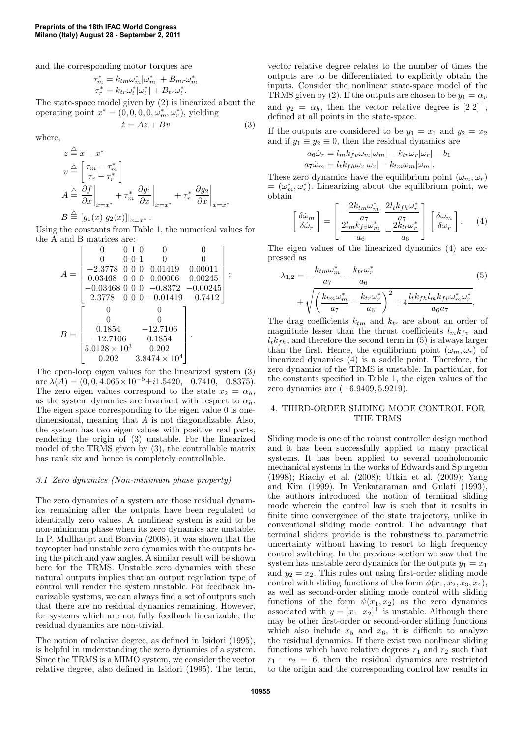and the corresponding motor torques are

$$\tau_m^* = k_{tm}\omega_m^*|\omega_m^*| + B_{mr}\omega_m^*$$
$$\tau_r^* = k_{tr}\omega_t^*|\omega_t^*| + B_{tr}\omega_t^*.$$

The state-space model given by (2) is linearized about the operating point $x^* = (0, 0, 0, 0, \omega_m^*, \omega_r^*)$, yielding

$$\dot{z} = Az + Bv \tag{3}$$

where,

$$z \stackrel{\triangle}{=} x - x^*$$
$$v \stackrel{\triangle}{=} \begin{bmatrix} \tau_m - \tau_m^* \\ \tau_r - \tau_r^* \end{bmatrix}$$
$$A \stackrel{\triangle}{=} \left.\frac{\partial f}{\partial x}\right|_{x=x^*} + \tau_m^* \left.\frac{\partial g_1}{\partial x}\right|_{x=x^*} + \tau_r^* \left.\frac{\partial g_2}{\partial x}\right|_{x=x^*}$$
$$B \stackrel{\triangle}{=} [g_1(x)\ g_2(x)]|_{x=x^*}.$$

Using the constants from Table 1, the numerical values for the A and B matrices are:

$$A = \begin{bmatrix} 0 & 0 & 1 & 0 & 0 & 0 \\ 0 & 0 & 0 & 1 & 0 & 0 \\ -2.3778 & 0 & 0 & 0 & 0.01419 & 0.00011 \\ 0.03468 & 0 & 0 & 0 & 0.00006 & 0.00245 \\ -0.03468 & 0 & 0 & 0 & -0.8372 & -0.00245 \\ 2.3778 & 0 & 0 & 0 & -0.01419 & -0.7412 \end{bmatrix};$$

$$B = \begin{bmatrix} 0 & 0 \\ 0 & 0 \\ 0.1854 & -12.7106 \\ -12.7106 & 0.1854 \\ 5.0128 \times 10^3 & 0.202 \\ 0.202 & 3.8474 \times 10^4 \end{bmatrix}.$$

The open-loop eigen values for the linearized system (3) are $\lambda(A) = (0, 0, 4.065\times10^{-5} \pm i1.5420, -0.7410, -0.8375)$. The zero eigen values correspond to the state $x_2 = \alpha_h$, as the system dynamics are invariant with respect to $\alpha_h$. The eigen space corresponding to the eigen value 0 is one-dimensional, meaning that $A$ is not diagonalizable. Also, the system has two eigen values with positive real parts, rendering the origin of (3) unstable. For the linearized model of the TRMS given by (3), the controllable matrix has rank six and hence is completely controllable.

### 3.1 Zero dynamics (Non-minimum phase property)

The zero dynamics of a system are those residual dynamics remaining after the outputs have been regulated to identically zero values. A nonlinear system is said to be non-minimum phase when its zero dynamics are unstable. In P. Mullhaupt and Bonvin (2008), it was shown that the toycopter had unstable zero dynamics with the outputs being the pitch and yaw angles. A similar result will be shown here for the TRMS. Unstable zero dynamics with these natural outputs implies that an output regulation type of control will render the system unstable. For feedback linearizable systems, we can always find a set of outputs such that there are no residual dynamics remaining. However, for systems which are not fully feedback linearizable, the residual dynamics are non-trivial.

The notion of relative degree, as defined in Isidori (1995), is helpful in understanding the zero dynamics of a system. Since the TRMS is a MIMO system, we consider the vector relative degree, also defined in Isidori (1995). The term, vector relative degree relates to the number of times the outputs are to be differentiated to explicitly obtain the inputs. Consider the nonlinear state-space model of the TRMS given by (2). If the outputs are chosen to be $y_1 = \alpha_v$ and $y_2 = \alpha_h$, then the vector relative degree is $[2\ 2]^\top$, defined at all points in the state-space.

If the outputs are considered to be $y_1 = x_1$ and $y_2 = x_2$ and if $y_1 \equiv y_2 \equiv 0$, then the residual dynamics are

$$a_6\dot{\omega}_r = l_m k_{fv}\omega_m|\omega_m| - k_{tr}\omega_r|\omega_r| - b_1$$
$$a_7\dot{\omega}_m = l_t k_{fh}\omega_r|\omega_r| - k_{tm}\omega_m|\omega_m|.$$

These zero dynamics have the equilibrium point $(\omega_m, \omega_r) = (\omega_m^*, \omega_r^*)$. Linearizing about the equilibrium point, we obtain

$$\begin{bmatrix} \delta\dot{\omega}_m \\ \delta\dot{\omega}_r \end{bmatrix} = \begin{bmatrix} -\dfrac{2k_{tm}\omega_m^*}{a_7} & \dfrac{2l_t k_{fh}\omega_r^*}{a_7} \\ \dfrac{2l_m k_{fv}\omega_m^*}{a_6} & -\dfrac{2k_{tr}\omega_r^*}{a_6} \end{bmatrix} \begin{bmatrix} \delta\omega_m \\ \delta\omega_r \end{bmatrix}. \tag{4}$$

The eigen values of the linearized dynamics (4) are expressed as

$$\lambda_{1,2} = -\frac{k_{tm}\omega_m^*}{a_7} - \frac{k_{tr}\omega_r^*}{a_6} \pm \sqrt{\left(\frac{k_{tm}\omega_m^*}{a_7} - \frac{k_{tr}\omega_r^*}{a_6}\right)^2 + 4\frac{l_t k_{fh} l_m k_{fv}\omega_m^*\omega_r^*}{a_6 a_7}}. \tag{5}$$

The drag coefficients $k_{tm}$ and $k_{tr}$ are about an order of magnitude lesser than the thrust coefficients $l_m k_{fv}$ and $l_t k_{fh}$, and therefore the second term in (5) is always larger than the first. Hence, the equilibrium point $(\omega_m, \omega_r)$ of linearized dynamics (4) is a saddle point. Therefore, the zero dynamics of the TRMS is unstable. In particular, for the constants specified in Table 1, the eigen values of the zero dynamics are $(-6.9409, 5.9219)$.

## 4. THIRD-ORDER SLIDING MODE CONTROL FOR THE TRMS

Sliding mode is one of the robust controller design method and it has been successfully applied to many practical systems. It has been applied to several nonholonomic mechanical systems in the works of Edwards and Spurgeon (1998); Riachy et al. (2008); Utkin et al. (2009); Yang and Kim (1999). In Venkataraman and Gulati (1993), the authors introduced the notion of terminal sliding mode wherein the control law is such that it results in finite time convergence of the state trajectory, unlike in conventional sliding mode control. The advantage that terminal sliders provide is the robustness to parametric uncertainty without having to resort to high frequency control switching. In the previous section we saw that the system has unstable zero dynamics for the outputs $y_1 = x_1$ and $y_2 = x_2$. This rules out using first-order sliding mode control with sliding functions of the form $\phi(x_1, x_2, x_3, x_4)$, as well as second-order sliding mode control with sliding functions of the form $\psi(x_1, x_2)$ as the zero dynamics associated with $y = [x_1\ \ x_2]^\top$ is unstable. Although there may be other first-order or second-order sliding functions which also include $x_5$ and $x_6$, it is difficult to analyze the residual dynamics. If there exist two nonlinear sliding functions which have relative degrees $r_1$ and $r_2$ such that $r_1 + r_2 = 6$, then the residual dynamics are restricted to the origin and the corresponding control law results in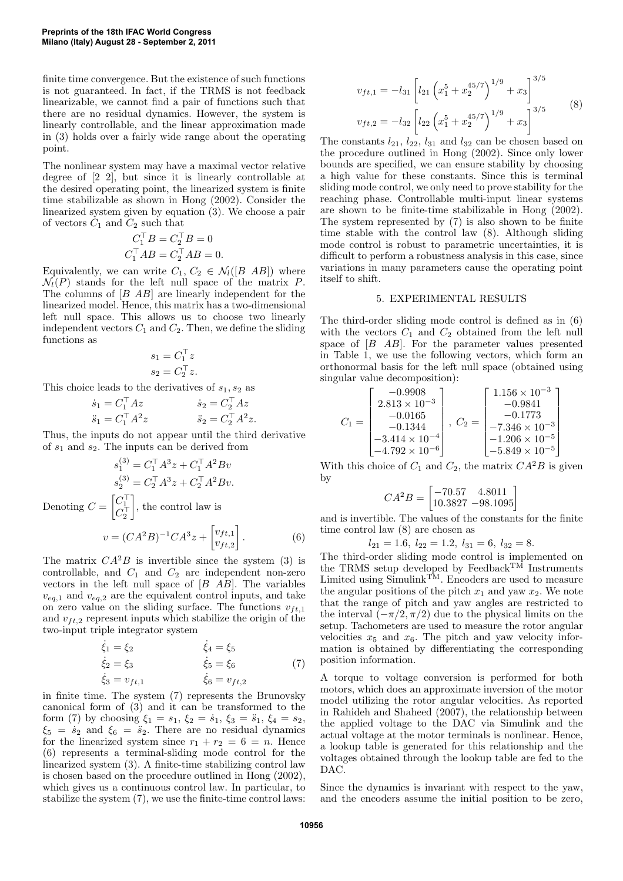finite time convergence. But the existence of such functions is not guaranteed. In fact, if the TRMS is not feedback linearizable, we cannot find a pair of functions such that there are no residual dynamics. However, the system is linearly controllable, and the linear approximation made in (3) holds over a fairly wide range about the operating point.

The nonlinear system may have a maximal vector relative degree of [2 2], but since it is linearly controllable at the desired operating point, the linearized system is finite time stabilizable as shown in Hong (2002). Consider the linearized system given by equation (3). We choose a pair of vectors $C_1$ and $C_2$ such that

$$C_1^\top B = C_2^\top B = 0$$
$$C_1^\top AB = C_2^\top AB = 0.$$

Equivalently, we can write $C_1, C_2 \in \mathcal{N}_l([B \;\; AB])$ where $\mathcal{N}_l(P)$ stands for the left null space of the matrix $P$. The columns of $[B \;\; AB]$ are linearly independent for the linearized model. Hence, this matrix has a two-dimensional left null space. This allows us to choose two linearly independent vectors $C_1$ and $C_2$. Then, we define the sliding functions as

$$s_1 = C_1^\top z$$
$$s_2 = C_2^\top z.$$

This choice leads to the derivatives of $s_1, s_2$ as

$$\dot{s}_1 = C_1^\top Az \qquad \dot{s}_2 = C_2^\top Az$$
$$\ddot{s}_1 = C_1^\top A^2 z \qquad \ddot{s}_2 = C_2^\top A^2 z.$$

Thus, the inputs do not appear until the third derivative of $s_1$ and $s_2$. The inputs can be derived from

$$s_1^{(3)} = C_1^\top A^3 z + C_1^\top A^2 Bv$$
$$s_2^{(3)} = C_2^\top A^3 z + C_2^\top A^2 Bv.$$

Denoting $C = \begin{bmatrix} C_1^\top \\ C_2^\top \end{bmatrix}$, the control law is

$$v = (CA^2B)^{-1} CA^3 z + \begin{bmatrix} v_{ft,1} \\ v_{ft,2} \end{bmatrix}. \qquad (6)$$

The matrix $CA^2B$ is invertible since the system (3) is controllable, and $C_1$ and $C_2$ are independent non-zero vectors in the left null space of $[B \;\; AB]$. The variables $v_{eq,1}$ and $v_{eq,2}$ are the equivalent control inputs, and take on zero value on the sliding surface. The functions $v_{ft,1}$ and $v_{ft,2}$ represent inputs which stabilize the origin of the two-input triple integrator system

$$\begin{aligned} \dot{\xi}_1 &= \xi_2 & \dot{\xi}_4 &= \xi_5 \\ \dot{\xi}_2 &= \xi_3 & \dot{\xi}_5 &= \xi_6 \\ \dot{\xi}_3 &= v_{ft,1} & \dot{\xi}_6 &= v_{ft,2} \end{aligned} \qquad (7)$$

in finite time. The system (7) represents the Brunovsky canonical form of (3) and it can be transformed to the form (7) by choosing $\xi_1 = s_1$, $\xi_2 = \dot{s}_1$, $\xi_3 = \ddot{s}_1$, $\xi_4 = s_2$, $\xi_5 = \dot{s}_2$ and $\xi_6 = \ddot{s}_2$. There are no residual dynamics for the linearized system since $r_1 + r_2 = 6 = n$. Hence (6) represents a terminal-sliding mode control for the linearized system (3). A finite-time stabilizing control law is chosen based on the procedure outlined in Hong (2002), which gives us a continuous control law. In particular, to stabilize the system (7), we use the finite-time control laws:

$$\begin{aligned} v_{ft,1} &= -l_{31}\left[ l_{21}\left(x_1^5 + x_2^{45/7}\right)^{1/9} + x_3 \right]^{3/5} \\ v_{ft,2} &= -l_{32}\left[ l_{22}\left(x_1^5 + x_2^{45/7}\right)^{1/9} + x_3 \right]^{3/5} \end{aligned} \qquad (8)$$

The constants $l_{21}$, $l_{22}$, $l_{31}$ and $l_{32}$ can be chosen based on the procedure outlined in Hong (2002). Since only lower bounds are specified, we can ensure stability by choosing a high value for these constants. Since this is terminal sliding mode control, we only need to prove stability for the reaching phase. Controllable multi-input linear systems are shown to be finite-time stabilizable in Hong (2002). The system represented by (7) is also shown to be finite time stable with the control law (8). Although sliding mode control is robust to parametric uncertainties, it is difficult to perform a robustness analysis in this case, since variations in many parameters cause the operating point itself to shift.

## 5. EXPERIMENTAL RESULTS

The third-order sliding mode control is defined as in (6) with the vectors $C_1$ and $C_2$ obtained from the left null space of $[B \;\; AB]$. For the parameter values presented in Table 1, we use the following vectors, which form an orthonormal basis for the left null space (obtained using singular value decomposition):

$$C_1 = \begin{bmatrix} -0.9908 \\ 2.813 \times 10^{-3} \\ -0.0165 \\ -0.1344 \\ -3.414 \times 10^{-4} \\ -4.792 \times 10^{-6} \end{bmatrix}, \; C_2 = \begin{bmatrix} 1.156 \times 10^{-3} \\ -0.9841 \\ -0.1773 \\ -7.346 \times 10^{-3} \\ -1.206 \times 10^{-5} \\ -5.849 \times 10^{-5} \end{bmatrix}$$

With this choice of $C_1$ and $C_2$, the matrix $CA^2B$ is given by

$$CA^2B = \begin{bmatrix} -70.57 & 4.8011 \\ 10.3827 & -98.1095 \end{bmatrix}$$

and is invertible. The values of the constants for the finite time control law (8) are chosen as

$$l_{21} = 1.6,\; l_{22} = 1.2,\; l_{31} = 6,\; l_{32} = 8.$$

The third-order sliding mode control is implemented on the TRMS setup developed by Feedback™ Instruments Limited using Simulink™. Encoders are used to measure the angular positions of the pitch $x_1$ and yaw $x_2$. We note that the range of pitch and yaw angles are restricted to the interval $(-\pi/2, \pi/2)$ due to the physical limits on the setup. Tachometers are used to measure the rotor angular velocities $x_5$ and $x_6$. The pitch and yaw velocity information is obtained by differentiating the corresponding position information.

A torque to voltage conversion is performed for both motors, which does an approximate inversion of the motor model utilizing the rotor angular velocities. As reported in Rahideh and Shaheed (2007), the relationship between the applied voltage to the DAC via Simulink and the actual voltage at the motor terminals is nonlinear. Hence, a lookup table is generated for this relationship and the voltages obtained through the lookup table are fed to the DAC.

Since the dynamics is invariant with respect to the yaw, and the encoders assume the initial position to be zero,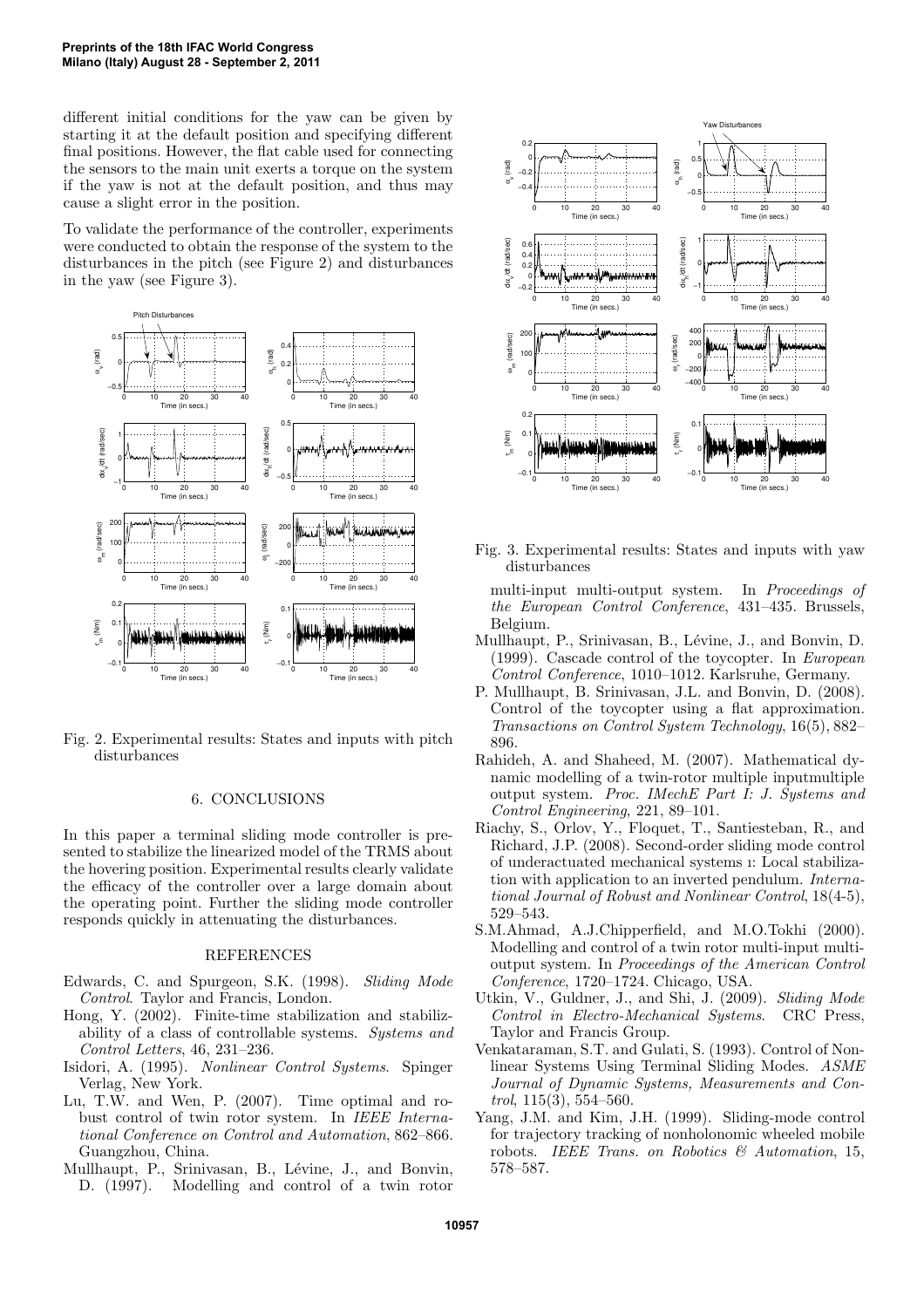different initial conditions for the yaw can be given by starting it at the default position and specifying different final positions. However, the flat cable used for connecting the sensors to the main unit exerts a torque on the system if the yaw is not at the default position, and thus may cause a slight error in the position.

To validate the performance of the controller, experiments were conducted to obtain the response of the system to the disturbances in the pitch (see Figure 2) and disturbances in the yaw (see Figure 3).

Pitch Disturbances

Fig. 2. Experimental results: States and inputs with pitch disturbances

Yaw Disturbances

Fig. 3. Experimental results: States and inputs with yaw disturbances

## 6. CONCLUSIONS

In this paper a terminal sliding mode controller is presented to stabilize the linearized model of the TRMS about the hovering position. Experimental results clearly validate the efficacy of the controller over a large domain about the operating point. Further the sliding mode controller responds quickly in attenuating the disturbances.

## REFERENCES

- Edwards, C. and Spurgeon, S.K. (1998). *Sliding Mode Control*. Taylor and Francis, London.
- Hong, Y. (2002). Finite-time stabilization and stabilizability of a class of controllable systems. *Systems and Control Letters*, 46, 231–236.
- Isidori, A. (1995). *Nonlinear Control Systems*. Spinger Verlag, New York.
- Lu, T.W. and Wen, P. (2007). Time optimal and robust control of twin rotor system. In *IEEE International Conference on Control and Automation*, 862–866. Guangzhou, China.
- Mullhaupt, P., Srinivasan, B., Lévine, J., and Bonvin, D. (1997). Modelling and control of a twin rotor multi-input multi-output system. In *Proceedings of the European Control Conference*, 431–435. Brussels, Belgium.
- Mullhaupt, P., Srinivasan, B., Lévine, J., and Bonvin, D. (1999). Cascade control of the toycopter. In *European Control Conference*, 1010–1012. Karlsruhe, Germany.
- P. Mullhaupt, B. Srinivasan, J.L. and Bonvin, D. (2008). Control of the toycopter using a flat approximation. *Transactions on Control System Technology*, 16(5), 882–896.
- Rahideh, A. and Shaheed, M. (2007). Mathematical dynamic modelling of a twin-rotor multiple inputmultiple output system. *Proc. IMechE Part I: J. Systems and Control Engineering*, 221, 89–101.
- Riachy, S., Orlov, Y., Floquet, T., Santiesteban, R., and Richard, J.P. (2008). Second-order sliding mode control of underactuated mechanical systems I: Local stabilization with application to an inverted pendulum. *International Journal of Robust and Nonlinear Control*, 18(4-5), 529–543.
- S.M.Ahmad, A.J.Chipperfield, and M.O.Tokhi (2000). Modelling and control of a twin rotor multi-input multi-output system. In *Proceedings of the American Control Conference*, 1720–1724. Chicago, USA.
- Utkin, V., Guldner, J., and Shi, J. (2009). *Sliding Mode Control in Electro-Mechanical Systems*. CRC Press, Taylor and Francis Group.
- Venkataraman, S.T. and Gulati, S. (1993). Control of Nonlinear Systems Using Terminal Sliding Modes. *ASME Journal of Dynamic Systems, Measurements and Control*, 115(3), 554–560.
- Yang, J.M. and Kim, J.H. (1999). Sliding-mode control for trajectory tracking of nonholonomic wheeled mobile robots. *IEEE Trans. on Robotics & Automation*, 15, 578–587.